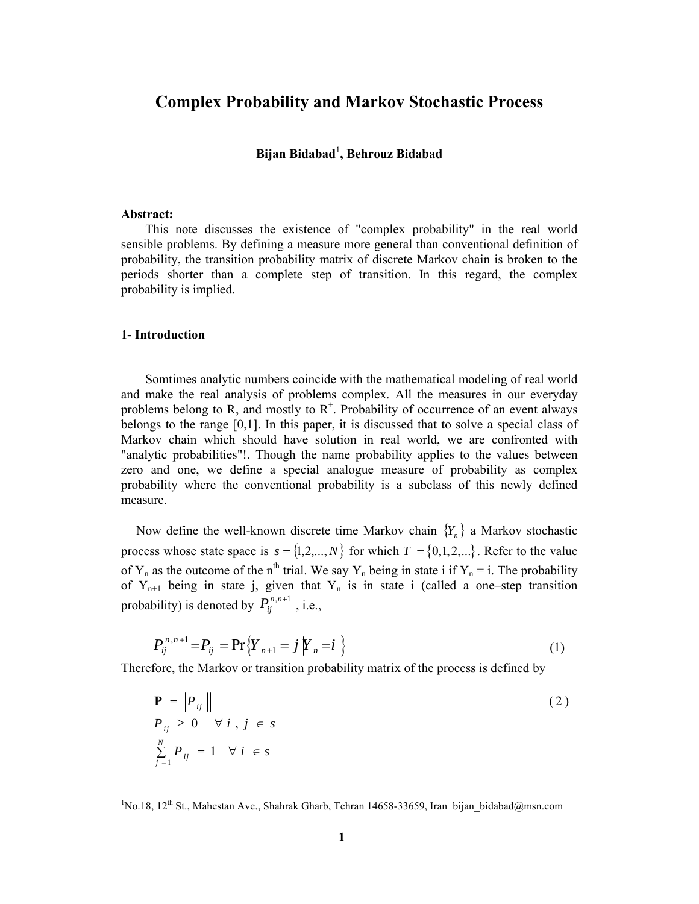# Complex Probability and Markov Stochastic Process

**Bijan Bidabad**[1]**, Behrouz Bidabad**

**Abstract:**

This note discusses the existence of "complex probability" in the real world sensible problems. By defining a measure more general than conventional definition of probability, the transition probability matrix of discrete Markov chain is broken to the periods shorter than a complete step of transition. In this regard, the complex probability is implied.

## 1- Introduction

Somtimes analytic numbers coincide with the mathematical modeling of real world and make the real analysis of problems complex. All the measures in our everyday problems belong to R, and mostly to $R^+$. Probability of occurrence of an event always belongs to the range [0,1]. In this paper, it is discussed that to solve a special class of Markov chain which should have solution in real world, we are confronted with "analytic probabilities"!. Though the name probability applies to the values between zero and one, we define a special analogue measure of probability as complex probability where the conventional probability is a subclass of this newly defined measure.

Now define the well-known discrete time Markov chain $\{Y_n\}$ a Markov stochastic process whose state space is $s = \{1,2,...,N\}$ for which $T = \{0,1,2,...\}$. Refer to the value of $Y_n$ as the outcome of the $n^{th}$ trial. We say $Y_n$ being in state i if $Y_n = i$. The probability of $Y_{n+1}$ being in state j, given that $Y_n$ is in state i (called a one–step transition probability) is denoted by $P_{ij}^{n,n+1}$, i.e.,

$$P_{ij}^{n,n+1} = P_{ij} = \Pr\{Y_{n+1} = j \mid Y_n = i\} \tag{1}$$

Therefore, the Markov or transition probability matrix of the process is defined by

$$\begin{aligned}
&\mathbf{P} = \|P_{ij}\| \\
&P_{ij} \geq 0 \quad \forall\, i, j \in s \\
&\sum_{j=1}^{N} P_{ij} = 1 \quad \forall\, i \in s
\end{aligned} \tag{2}$$

---

[1] No.18, 12th St., Mahestan Ave., Shahrak Gharb, Tehran 14658-33659, Iran bijan_bidabad@msn.com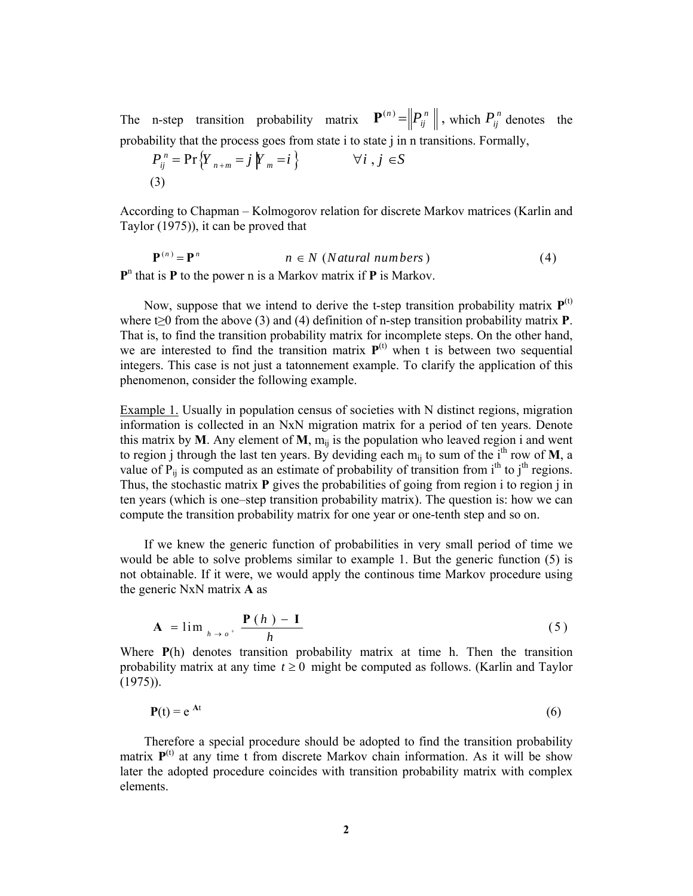The n-step transition probability matrix $\mathbf{P}^{(n)} = \left\| P_{ij}^{n} \right\|$, which $P_{ij}^{n}$ denotes the probability that the process goes from state i to state j in n transitions. Formally,

$$P_{ij}^{n} = \Pr\left\{ Y_{n+m} = j \mid Y_{m} = i \right\} \qquad \forall i, j \in S \tag{3}$$

According to Chapman – Kolmogorov relation for discrete Markov matrices (Karlin and Taylor (1975)), it can be proved that

$$\mathbf{P}^{(n)} = \mathbf{P}^{n} \qquad n \in N \ (Natural\ numbers) \tag{4}$$

$\mathbf{P}^{n}$ that is $\mathbf{P}$ to the power n is a Markov matrix if $\mathbf{P}$ is Markov.

Now, suppose that we intend to derive the t-step transition probability matrix $\mathbf{P}^{(t)}$ where t≥0 from the above (3) and (4) definition of n-step transition probability matrix $\mathbf{P}$. That is, to find the transition probability matrix for incomplete steps. On the other hand, we are interested to find the transition matrix $\mathbf{P}^{(t)}$ when t is between two sequential integers. This case is not just a tatonnement example. To clarify the application of this phenomenon, consider the following example.

Example 1. Usually in population census of societies with N distinct regions, migration information is collected in an NxN migration matrix for a period of ten years. Denote this matrix by $\mathbf{M}$. Any element of $\mathbf{M}$, $m_{ij}$ is the population who leaved region i and went to region j through the last ten years. By deviding each $m_{ij}$ to sum of the $i^{th}$ row of $\mathbf{M}$, a value of $P_{ij}$ is computed as an estimate of probability of transition from $i^{th}$ to $j^{th}$ regions. Thus, the stochastic matrix $\mathbf{P}$ gives the probabilities of going from region i to region j in ten years (which is one–step transition probability matrix). The question is: how we can compute the transition probability matrix for one year or one-tenth step and so on.

If we knew the generic function of probabilities in very small period of time we would be able to solve problems similar to example 1. But the generic function (5) is not obtainable. If it were, we would apply the continous time Markov procedure using the generic NxN matrix $\mathbf{A}$ as

$$\mathbf{A} = \lim_{h \to o^{+}} \frac{\mathbf{P}(h) - \mathbf{I}}{h} \tag{5}$$

Where $\mathbf{P}(h)$ denotes transition probability matrix at time h. Then the transition probability matrix at any time $t \geq 0$ might be computed as follows. (Karlin and Taylor (1975)).

$$\mathbf{P}(t) = e^{\mathbf{A}t} \tag{6}$$

Therefore a special procedure should be adopted to find the transition probability matrix $\mathbf{P}^{(t)}$ at any time t from discrete Markov chain information. As it will be show later the adopted procedure coincides with transition probability matrix with complex elements.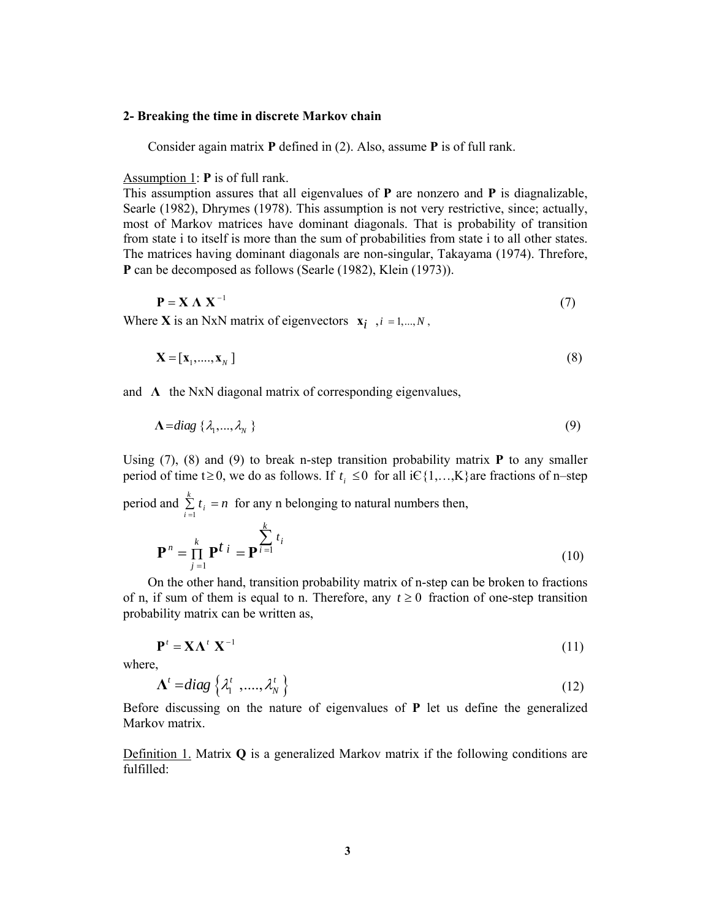**2- Breaking the time in discrete Markov chain**

Consider again matrix **P** defined in (2). Also, assume **P** is of full rank.

Assumption 1: **P** is of full rank.
This assumption assures that all eigenvalues of **P** are nonzero and **P** is diagnalizable, Searle (1982), Dhrymes (1978). This assumption is not very restrictive, since; actually, most of Markov matrices have dominant diagonals. That is probability of transition from state i to itself is more than the sum of probabilities from state i to all other states. The matrices having dominant diagonals are non-singular, Takayama (1974). Threfore, **P** can be decomposed as follows (Searle (1982), Klein (1973)).

$$\mathbf{P} = \mathbf{X}\,\mathbf{\Lambda}\,\mathbf{X}^{-1} \tag{7}$$

Where **X** is an NxN matrix of eigenvectors $\mathbf{x}_i\ ,i = 1,...,N$,

$$\mathbf{X} = [\mathbf{x}_1,....,\mathbf{x}_N\,] \tag{8}$$

and $\mathbf{\Lambda}$ the NxN diagonal matrix of corresponding eigenvalues,

$$\mathbf{\Lambda} = diag\,\{\lambda_1,...,\lambda_N\,\} \tag{9}$$

Using (7), (8) and (9) to break n-step transition probability matrix **P** to any smaller period of time $t \geq 0$, we do as follows. If $t_i\ \leq 0$ for all i∈{1,…,K}are fractions of n–step period and $\sum_{i=1}^{k} t_i\ = n$ for any n belonging to natural numbers then,

$$\mathbf{P}^n = \prod_{j=1}^{k} \mathbf{P}^{t\,i} = \mathbf{P}^{\sum_{i=1}^{k} t_i} \tag{10}$$

On the other hand, transition probability matrix of n-step can be broken to fractions of n, if sum of them is equal to n. Therefore, any $t \geq 0$ fraction of one-step transition probability matrix can be written as,

$$\mathbf{P}^t = \mathbf{X}\mathbf{\Lambda}^t\,\mathbf{X}^{-1} \tag{11}$$

where,

$$\mathbf{\Lambda}^t = diag\left\{\lambda_1^t\ ,....,\lambda_N^t\right\} \tag{12}$$

Before discussing on the nature of eigenvalues of **P** let us define the generalized Markov matrix.

Definition 1. Matrix **Q** is a generalized Markov matrix if the following conditions are fulfilled: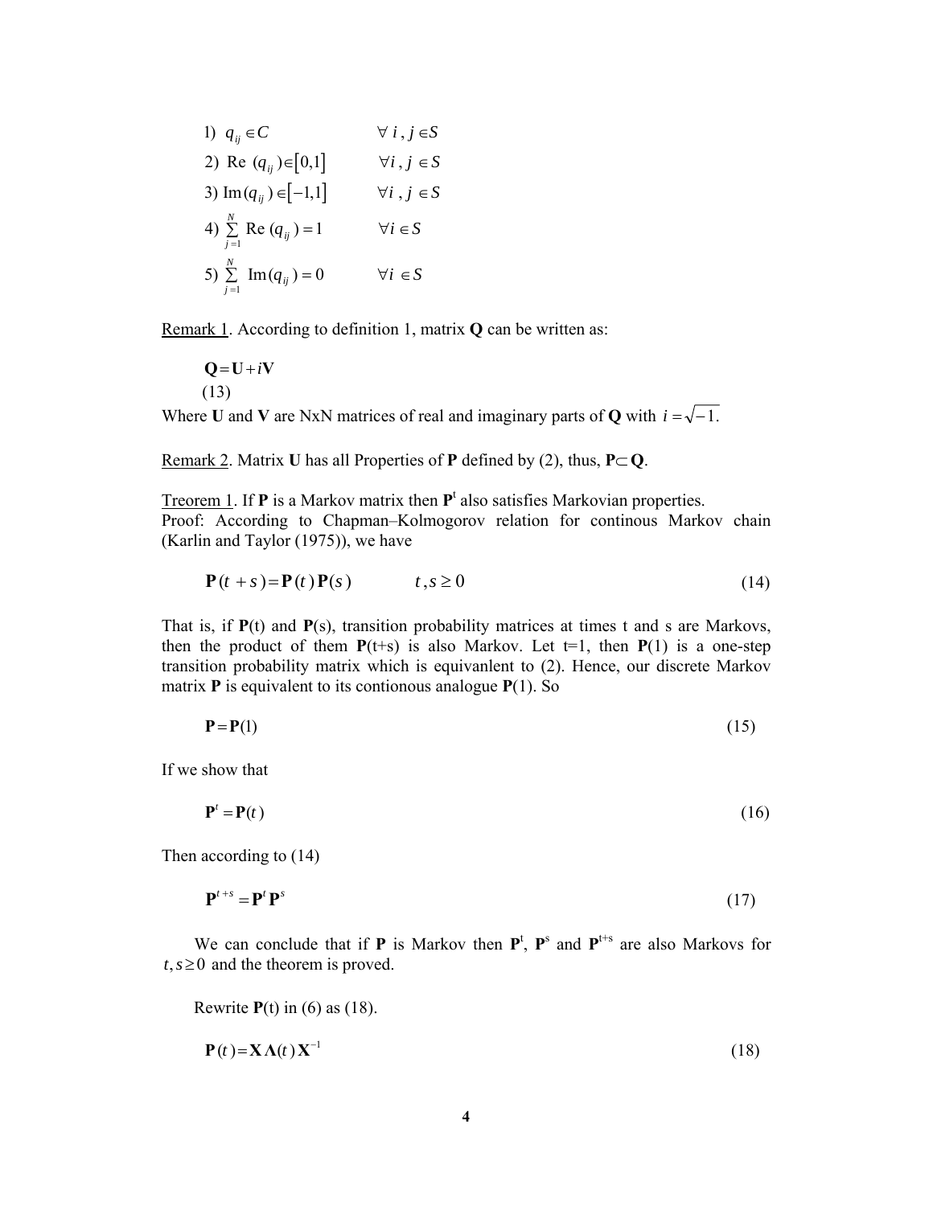1) $q_{ij} \in C \qquad \forall\, i, j \in S$

2) $\text{Re}\,(q_{ij}) \in [0,1] \qquad \forall i, j \in S$

3) $\text{Im}(q_{ij}) \in [-1,1] \qquad \forall i, j \in S$

4) $\sum_{j=1}^{N} \text{Re}\,(q_{ij}) = 1 \qquad \forall i \in S$

5) $\sum_{j=1}^{N} \text{Im}(q_{ij}) = 0 \qquad \forall i \in S$

Remark 1. According to definition 1, matrix **Q** can be written as:

$$\mathbf{Q} = \mathbf{U} + i\mathbf{V} \tag{13}$$

Where **U** and **V** are NxN matrices of real and imaginary parts of **Q** with $i = \sqrt{-1}$.

Remark 2. Matrix **U** has all Properties of **P** defined by (2), thus, $\mathbf{P} \subset \mathbf{Q}$.

Treorem 1. If **P** is a Markov matrix then $\mathbf{P}^t$ also satisfies Markovian properties.
Proof: According to Chapman–Kolmogorov relation for continous Markov chain (Karlin and Taylor (1975)), we have

$$\mathbf{P}(t+s) = \mathbf{P}(t)\,\mathbf{P}(s) \qquad t, s \geq 0 \tag{14}$$

That is, if **P**(t) and **P**(s), transition probability matrices at times t and s are Markovs, then the product of them **P**(t+s) is also Markov. Let t=1, then **P**(1) is a one-step transition probability matrix which is equivanlent to (2). Hence, our discrete Markov matrix **P** is equivalent to its contionous analogue **P**(1). So

$$\mathbf{P} = \mathbf{P}(1) \tag{15}$$

If we show that

$$\mathbf{P}^t = \mathbf{P}(t) \tag{16}$$

Then according to (14)

$$\mathbf{P}^{t+s} = \mathbf{P}^t\,\mathbf{P}^s \tag{17}$$

We can conclude that if **P** is Markov then $\mathbf{P}^t$, $\mathbf{P}^s$ and $\mathbf{P}^{t+s}$ are also Markovs for $t, s \geq 0$ and the theorem is proved.

Rewrite **P**(t) in (6) as (18).

$$\mathbf{P}(t) = \mathbf{X}\,\mathbf{\Lambda}(t)\,\mathbf{X}^{-1} \tag{18}$$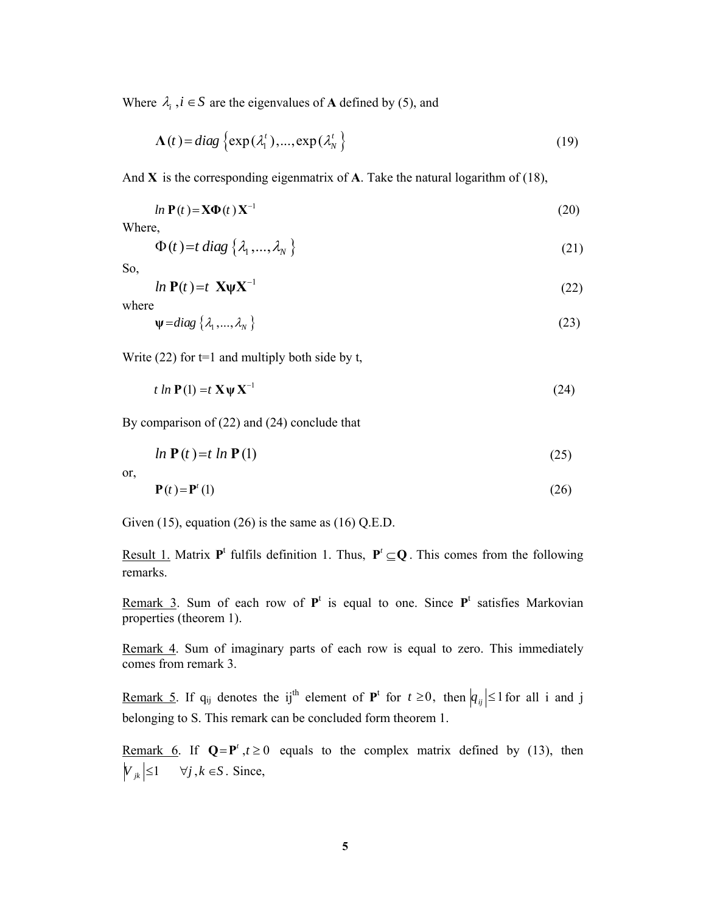Where $\lambda_i, i \in S$ are the eigenvalues of **A** defined by (5), and

$$\mathbf{\Lambda}(t) = diag\left\{\exp(\lambda_1^t),...,\exp(\lambda_N^t\right\} \tag{19}$$

And **X** is the corresponding eigenmatrix of **A**. Take the natural logarithm of (18),

$$ln\,\mathbf{P}(t) = \mathbf{X}\mathbf{\Phi}(t)\,\mathbf{X}^{-1} \tag{20}$$

Where,

$$\Phi(t) = t\; diag\left\{\lambda_1,...,\lambda_N\right\} \tag{21}$$

So,

$$ln\,\mathbf{P}(t) = t\;\; \mathbf{X}\boldsymbol{\psi}\mathbf{X}^{-1} \tag{22}$$

where

$$\boldsymbol{\psi} = diag\left\{\lambda_1,...,\lambda_N\right\} \tag{23}$$

Write (22) for t=1 and multiply both side by t,

$$t\; ln\,\mathbf{P}(1) = t\;\mathbf{X}\boldsymbol{\psi}\,\mathbf{X}^{-1} \tag{24}$$

By comparison of (22) and (24) conclude that

$$ln\,\mathbf{P}(t) = t\; ln\,\mathbf{P}(1) \tag{25}$$

or,

$$\mathbf{P}(t) = \mathbf{P}^t(1) \tag{26}$$

Given (15), equation (26) is the same as (16) Q.E.D.

Result 1. Matrix $\mathbf{P}^t$ fulfils definition 1. Thus, $\mathbf{P}^t \subseteq \mathbf{Q}$. This comes from the following remarks.

Remark 3. Sum of each row of $\mathbf{P}^t$ is equal to one. Since $\mathbf{P}^t$ satisfies Markovian properties (theorem 1).

Remark 4. Sum of imaginary parts of each row is equal to zero. This immediately comes from remark 3.

Remark 5. If $q_{ij}$ denotes the ij[th] element of $\mathbf{P}^t$ for $t \geq 0$, then $|q_{ij}| \leq 1$ for all i and j belonging to S. This remark can be concluded form theorem 1.

Remark 6. If $\mathbf{Q} = \mathbf{P}^t, t \geq 0$ equals to the complex matrix defined by (13), then $|V_{jk}| \leq 1 \quad \forall j,k \in S$. Since,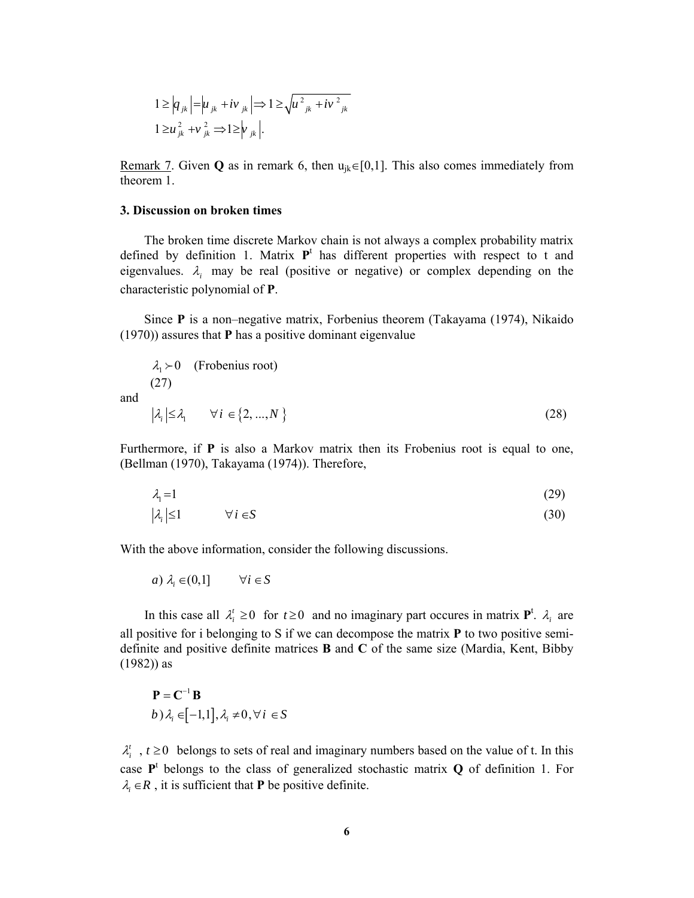$$1 \geq |q_{jk}| = |u_{jk} + iv_{jk}| \Rightarrow 1 \geq \sqrt{u^2_{jk} + iv^2_{jk}}$$

$$1 \geq u^2_{jk} + v^2_{jk} \Rightarrow 1 \geq |v_{jk}|.$$

Remark 7. Given **Q** as in remark 6, then $u_{jk} \in [0,1]$. This also comes immediately from theorem 1.

### 3. Discussion on broken times

The broken time discrete Markov chain is not always a complex probability matrix defined by definition 1. Matrix $\mathbf{P}^t$ has different properties with respect to t and eigenvalues. $\lambda_i$ may be real (positive or negative) or complex depending on the characteristic polynomial of **P**.

Since **P** is a non–negative matrix, Forbenius theorem (Takayama (1974), Nikaido (1970)) assures that **P** has a positive dominant eigenvalue

$$\lambda_1 \succ 0 \quad \text{(Frobenius root)} \tag{27}$$

and

$$|\lambda_i| \leq \lambda_1 \qquad \forall i \in \{2, ..., N\} \tag{28}$$

Furthermore, if **P** is also a Markov matrix then its Frobenius root is equal to one, (Bellman (1970), Takayama (1974)). Therefore,

$$\lambda_1 = 1 \tag{29}$$

$$|\lambda_i| \leq 1 \qquad \forall i \in S \tag{30}$$

With the above information, consider the following discussions.

$$a)\ \lambda_i \in (0,1] \qquad \forall i \in S$$

In this case all $\lambda_i^t \geq 0$ for $t \geq 0$ and no imaginary part occures in matrix $\mathbf{P}^t$. $\lambda_i$ are all positive for i belonging to S if we can decompose the matrix **P** to two positive semi-definite and positive definite matrices **B** and **C** of the same size (Mardia, Kent, Bibby (1982)) as

$$\mathbf{P} = \mathbf{C}^{-1}\mathbf{B}$$

$$b)\ \lambda_i \in [-1,1], \lambda_i \neq 0, \forall i \in S$$

$\lambda_i^t$ , $t \geq 0$ belongs to sets of real and imaginary numbers based on the value of t. In this case $\mathbf{P}^t$ belongs to the class of generalized stochastic matrix **Q** of definition 1. For $\lambda_i \in R$ , it is sufficient that **P** be positive definite.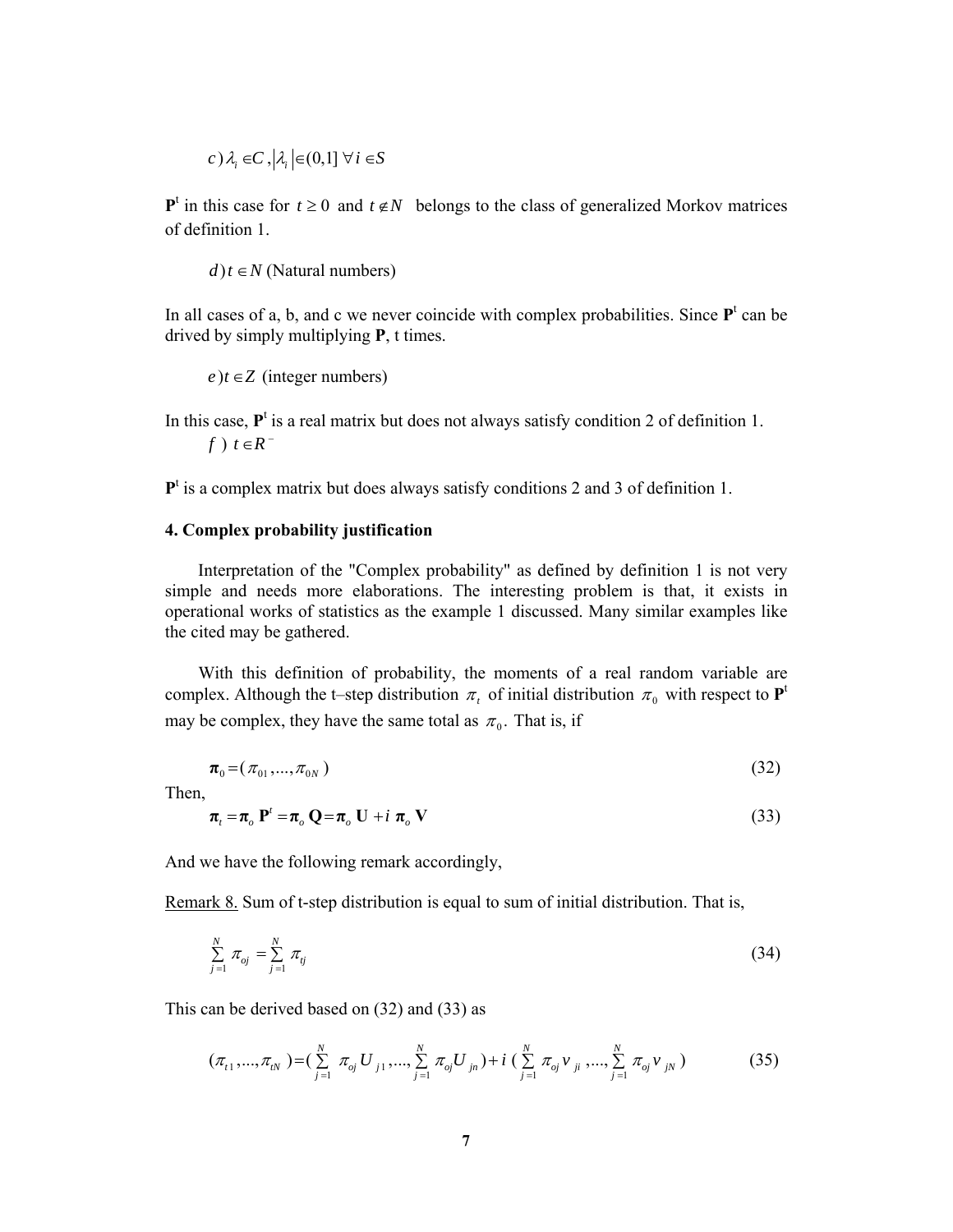$c) \lambda_i \in C, |\lambda_i| \in (0,1] \; \forall i \in S$

$\mathbf{P}^t$ in this case for $t \geq 0$ and $t \notin N$ belongs to the class of generalized Morkov matrices of definition 1.

$d) t \in N$ (Natural numbers)

In all cases of a, b, and c we never coincide with complex probabilities. Since $\mathbf{P}^t$ can be drived by simply multiplying **P**, t times.

$e) t \in Z$ (integer numbers)

In this case, $\mathbf{P}^t$ is a real matrix but does not always satisfy condition 2 of definition 1.

$f) \; t \in R^-$

$\mathbf{P}^t$ is a complex matrix but does always satisfy conditions 2 and 3 of definition 1.

**4. Complex probability justification**

Interpretation of the "Complex probability" as defined by definition 1 is not very simple and needs more elaborations. The interesting problem is that, it exists in operational works of statistics as the example 1 discussed. Many similar examples like the cited may be gathered.

With this definition of probability, the moments of a real random variable are complex. Although the t–step distribution $\pi_t$ of initial distribution $\pi_0$ with respect to $\mathbf{P}^t$ may be complex, they have the same total as $\pi_0$. That is, if

$$\boldsymbol{\pi}_0 = (\pi_{01}, ..., \pi_{0N}) \tag{32}$$

Then,

$$\boldsymbol{\pi}_t = \boldsymbol{\pi}_o \, \mathbf{P}^t = \boldsymbol{\pi}_o \, \mathbf{Q} = \boldsymbol{\pi}_o \, \mathbf{U} + i \, \boldsymbol{\pi}_o \, \mathbf{V} \tag{33}$$

And we have the following remark accordingly,

Remark 8. Sum of t-step distribution is equal to sum of initial distribution. That is,

$$\sum_{j=1}^{N} \pi_{oj} = \sum_{j=1}^{N} \pi_{tj} \tag{34}$$

This can be derived based on (32) and (33) as

$$(\pi_{t1}, ..., \pi_{tN}) = (\sum_{j=1}^{N} \pi_{oj} U_{j1}, ..., \sum_{j=1}^{N} \pi_{oj} U_{jn}) + i \, (\sum_{j=1}^{N} \pi_{oj} v_{ji}, ..., \sum_{j=1}^{N} \pi_{oj} v_{jN}) \tag{35}$$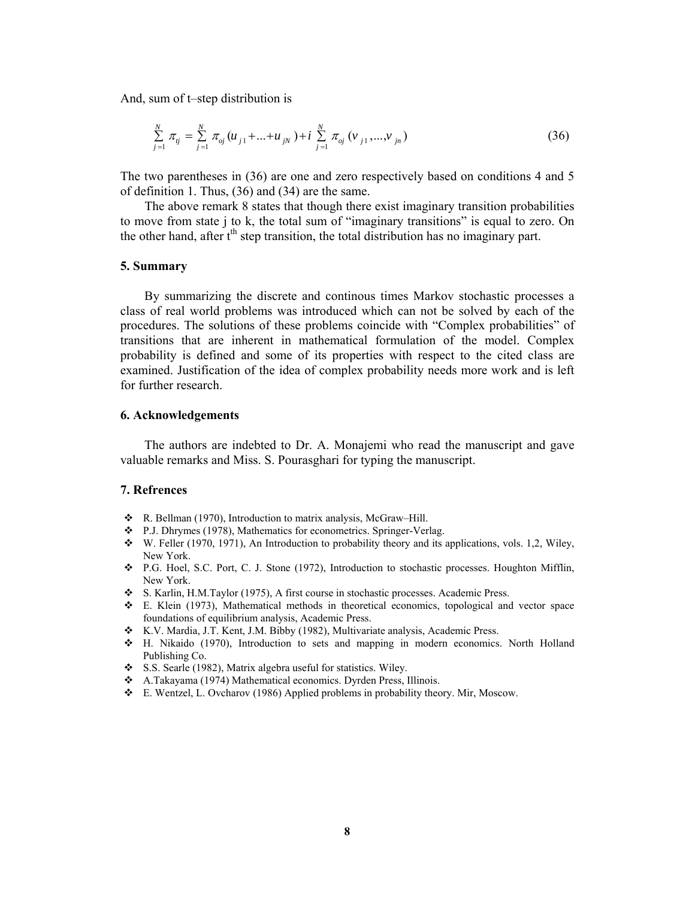And, sum of t–step distribution is

$$\sum_{j=1}^{N} \pi_{tj} = \sum_{j=1}^{N} \pi_{oj} (u_{j1} + ... + u_{jN}) + i \sum_{j=1}^{N} \pi_{oj} (v_{j1}, ..., v_{jn}) \tag{36}$$

The two parentheses in (36) are one and zero respectively based on conditions 4 and 5 of definition 1. Thus, (36) and (34) are the same.

The above remark 8 states that though there exist imaginary transition probabilities to move from state j to k, the total sum of "imaginary transitions" is equal to zero. On the other hand, after $t^{th}$ step transition, the total distribution has no imaginary part.

## 5. Summary

By summarizing the discrete and continous times Markov stochastic processes a class of real world problems was introduced which can not be solved by each of the procedures. The solutions of these problems coincide with "Complex probabilities" of transitions that are inherent in mathematical formulation of the model. Complex probability is defined and some of its properties with respect to the cited class are examined. Justification of the idea of complex probability needs more work and is left for further research.

## 6. Acknowledgements

The authors are indebted to Dr. A. Monajemi who read the manuscript and gave valuable remarks and Miss. S. Pourasghari for typing the manuscript.

## 7. Refrences

- R. Bellman (1970), Introduction to matrix analysis, McGraw–Hill.
- P.J. Dhrymes (1978), Mathematics for econometrics. Springer-Verlag.
- W. Feller (1970, 1971), An Introduction to probability theory and its applications, vols. 1,2, Wiley, New York.
- P.G. Hoel, S.C. Port, C. J. Stone (1972), Introduction to stochastic processes. Houghton Mifflin, New York.
- S. Karlin, H.M.Taylor (1975), A first course in stochastic processes. Academic Press.
- E. Klein (1973), Mathematical methods in theoretical economics, topological and vector space foundations of equilibrium analysis, Academic Press.
- K.V. Mardia, J.T. Kent, J.M. Bibby (1982), Multivariate analysis, Academic Press.
- H. Nikaido (1970), Introduction to sets and mapping in modern economics. North Holland Publishing Co.
- S.S. Searle (1982), Matrix algebra useful for statistics. Wiley.
- A.Takayama (1974) Mathematical economics. Dyrden Press, Illinois.
- E. Wentzel, L. Ovcharov (1986) Applied problems in probability theory. Mir, Moscow.